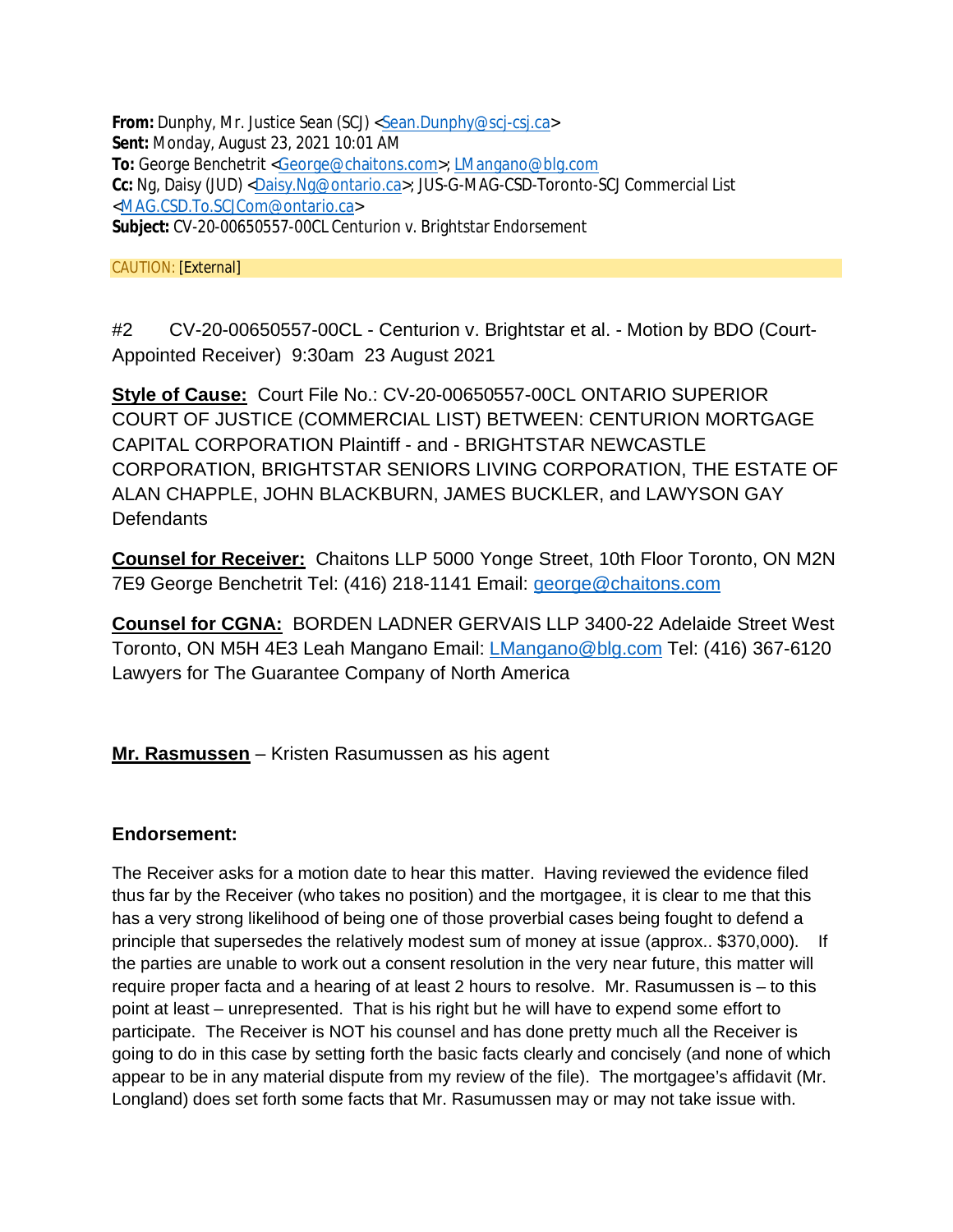**From:** Dunphy, Mr. Justice Sean (SCJ) <Sean.Dunphy@scj-csj.ca>
**Sent:** Monday, August 23, 2021 10:01 AM
**To:** George Benchetrit <George@chaitons.com>; LMangano@blg.com
**Cc:** Ng, Daisy (JUD) <Daisy.Ng@ontario.ca>; JUS-G-MAG-CSD-Toronto-SCJ Commercial List <MAG.CSD.To.SCJCom@ontario.ca>
**Subject:** CV-20-00650557-00CL Centurion v. Brightstar Endorsement

CAUTION: [External]

#2 CV-20-00650557-00CL - Centurion v. Brightstar et al. - Motion by BDO (Court-Appointed Receiver) 9:30am 23 August 2021

**Style of Cause:** Court File No.: CV-20-00650557-00CL ONTARIO SUPERIOR COURT OF JUSTICE (COMMERCIAL LIST) BETWEEN: CENTURION MORTGAGE CAPITAL CORPORATION Plaintiff - and - BRIGHTSTAR NEWCASTLE CORPORATION, BRIGHTSTAR SENIORS LIVING CORPORATION, THE ESTATE OF ALAN CHAPPLE, JOHN BLACKBURN, JAMES BUCKLER, and LAWYSON GAY Defendants

**Counsel for Receiver:** Chaitons LLP 5000 Yonge Street, 10th Floor Toronto, ON M2N 7E9 George Benchetrit Tel: (416) 218-1141 Email: george@chaitons.com

**Counsel for CGNA:** BORDEN LADNER GERVAIS LLP 3400-22 Adelaide Street West Toronto, ON M5H 4E3 Leah Mangano Email: LMangano@blg.com Tel: (416) 367-6120 Lawyers for The Guarantee Company of North America

**Mr. Rasmussen** – Kristen Rasumussen as his agent

**Endorsement:**

The Receiver asks for a motion date to hear this matter. Having reviewed the evidence filed thus far by the Receiver (who takes no position) and the mortgagee, it is clear to me that this has a very strong likelihood of being one of those proverbial cases being fought to defend a principle that supersedes the relatively modest sum of money at issue (approx.. $370,000). If the parties are unable to work out a consent resolution in the very near future, this matter will require proper facta and a hearing of at least 2 hours to resolve. Mr. Rasumussen is – to this point at least – unrepresented. That is his right but he will have to expend some effort to participate. The Receiver is NOT his counsel and has done pretty much all the Receiver is going to do in this case by setting forth the basic facts clearly and concisely (and none of which appear to be in any material dispute from my review of the file). The mortgagee's affidavit (Mr. Longland) does set forth some facts that Mr. Rasumussen may or may not take issue with.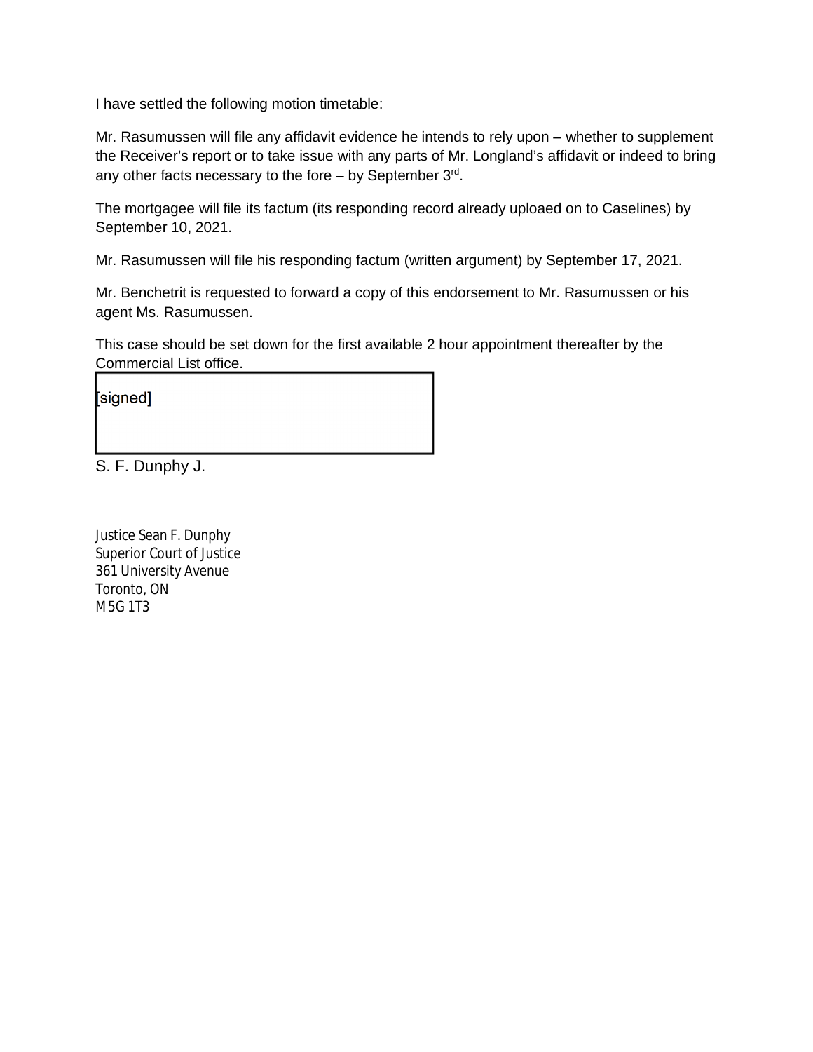I have settled the following motion timetable:

Mr. Rasumussen will file any affidavit evidence he intends to rely upon – whether to supplement the Receiver's report or to take issue with any parts of Mr. Longland's affidavit or indeed to bring any other facts necessary to the fore – by September 3rd.

The mortgagee will file its factum (its responding record already uploaed on to Caselines) by September 10, 2021.

Mr. Rasumussen will file his responding factum (written argument) by September 17, 2021.

Mr. Benchetrit is requested to forward a copy of this endorsement to Mr. Rasumussen or his agent Ms. Rasumussen.

This case should be set down for the first available 2 hour appointment thereafter by the Commercial List office.

[signed]

S. F. Dunphy J.

Justice Sean F. Dunphy
Superior Court of Justice
361 University Avenue
Toronto, ON
M5G 1T3